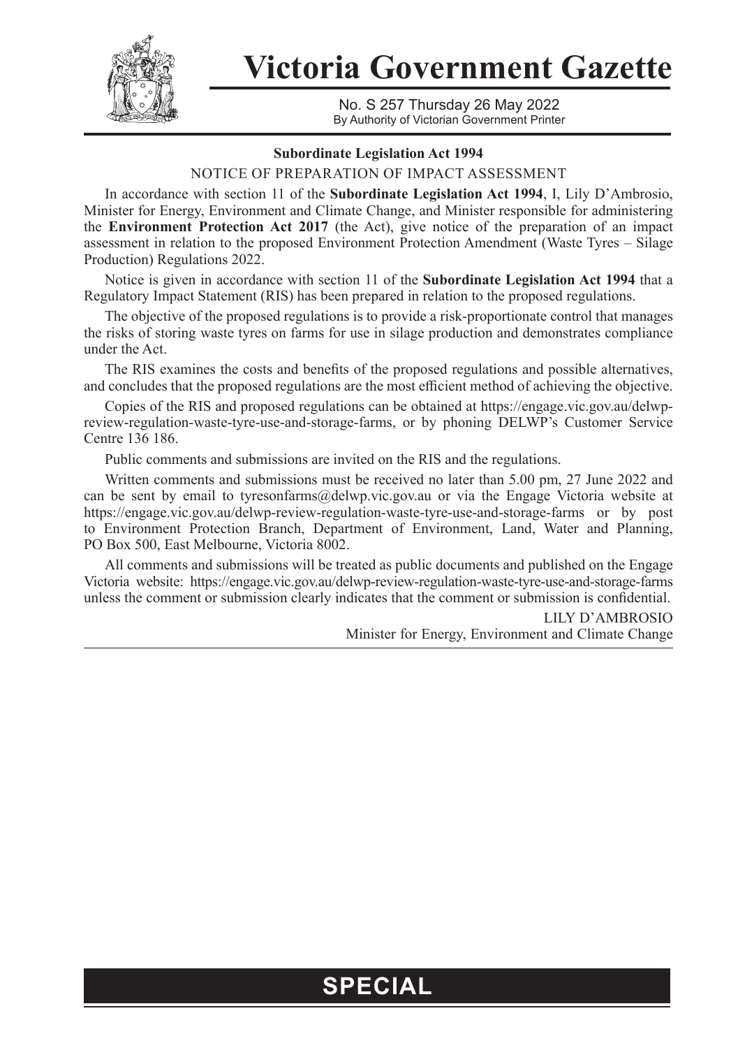# Victoria Government Gazette

No. S 257 Thursday 26 May 2022
By Authority of Victorian Government Printer

**Subordinate Legislation Act 1994**

NOTICE OF PREPARATION OF IMPACT ASSESSMENT

In accordance with section 11 of the **Subordinate Legislation Act 1994**, I, Lily D'Ambrosio, Minister for Energy, Environment and Climate Change, and Minister responsible for administering the **Environment Protection Act 2017** (the Act), give notice of the preparation of an impact assessment in relation to the proposed Environment Protection Amendment (Waste Tyres – Silage Production) Regulations 2022.

Notice is given in accordance with section 11 of the **Subordinate Legislation Act 1994** that a Regulatory Impact Statement (RIS) has been prepared in relation to the proposed regulations.

The objective of the proposed regulations is to provide a risk-proportionate control that manages the risks of storing waste tyres on farms for use in silage production and demonstrates compliance under the Act.

The RIS examines the costs and benefits of the proposed regulations and possible alternatives, and concludes that the proposed regulations are the most efficient method of achieving the objective.

Copies of the RIS and proposed regulations can be obtained at https://engage.vic.gov.au/delwp-review-regulation-waste-tyre-use-and-storage-farms, or by phoning DELWP's Customer Service Centre 136 186.

Public comments and submissions are invited on the RIS and the regulations.

Written comments and submissions must be received no later than 5.00 pm, 27 June 2022 and can be sent by email to tyresonfarms@delwp.vic.gov.au or via the Engage Victoria website at https://engage.vic.gov.au/delwp-review-regulation-waste-tyre-use-and-storage-farms or by post to Environment Protection Branch, Department of Environment, Land, Water and Planning, PO Box 500, East Melbourne, Victoria 8002.

All comments and submissions will be treated as public documents and published on the Engage Victoria website: https://engage.vic.gov.au/delwp-review-regulation-waste-tyre-use-and-storage-farms unless the comment or submission clearly indicates that the comment or submission is confidential.

LILY D'AMBROSIO
Minister for Energy, Environment and Climate Change

**SPECIAL**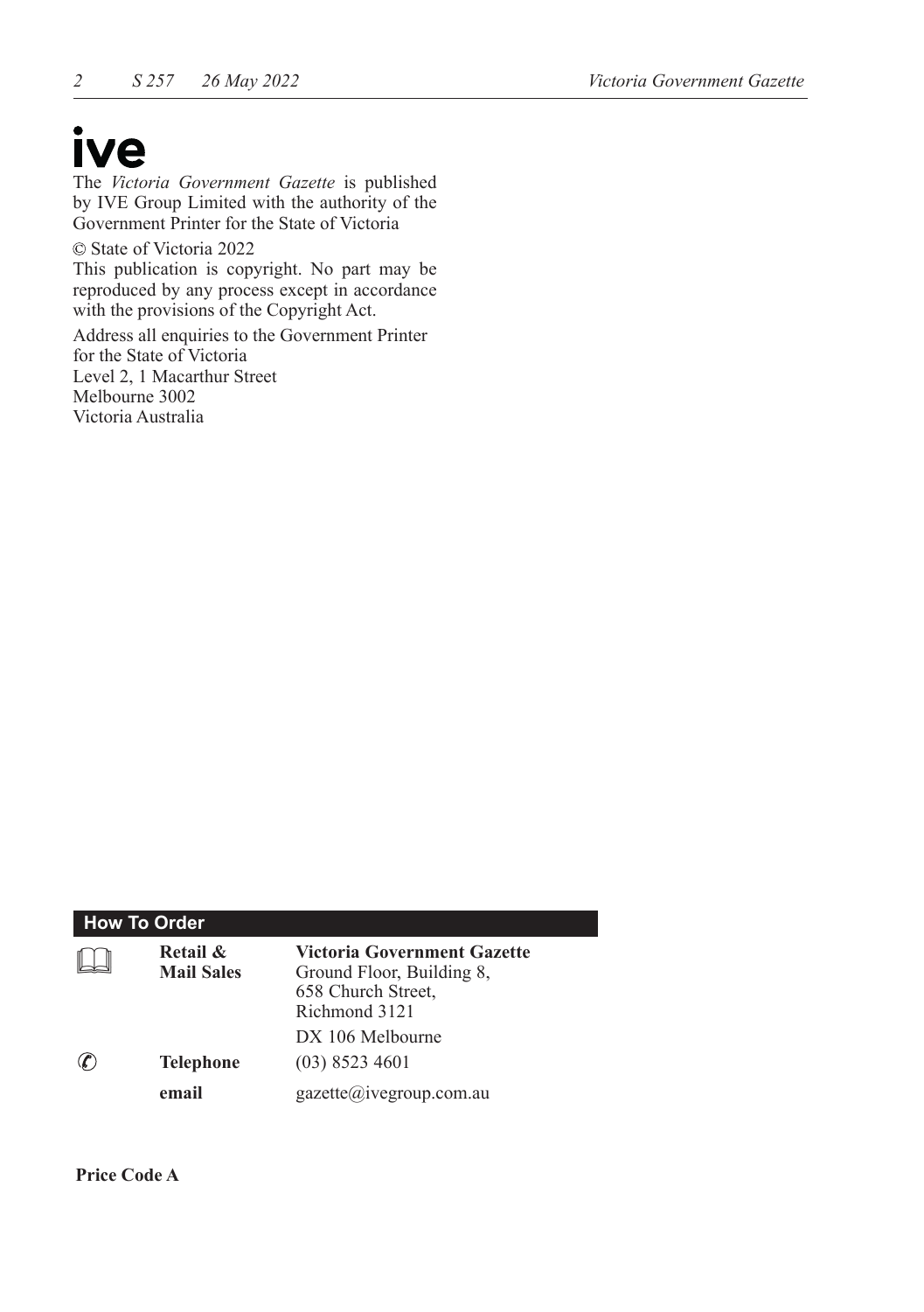ive

The *Victoria Government Gazette* is published by IVE Group Limited with the authority of the Government Printer for the State of Victoria

© State of Victoria 2022

This publication is copyright. No part may be reproduced by any process except in accordance with the provisions of the Copyright Act.

Address all enquiries to the Government Printer for the State of Victoria
Level 2, 1 Macarthur Street
Melbourne 3002
Victoria Australia

| How To Order | | |
| --- | --- | --- |
| | **Retail & Mail Sales** | **Victoria Government Gazette** Ground Floor, Building 8, 658 Church Street, Richmond 3121 |
| | | DX 106 Melbourne |
| | **Telephone** | (03) 8523 4601 |
| | **email** | gazette@ivegroup.com.au |

**Price Code A**